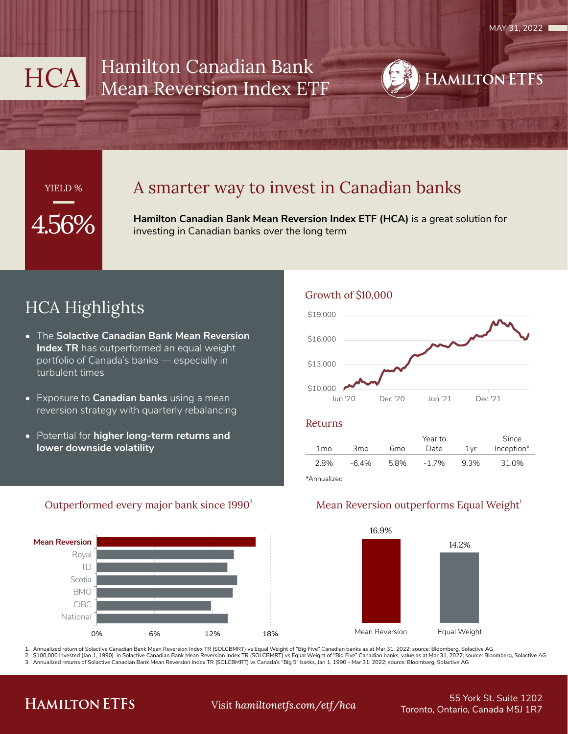MAY 31, 2022

# HCA Hamilton Canadian Bank Mean Reversion Index ETF

HAMILTON ETFS

YIELD %

4.56%

## A smarter way to invest in Canadian banks

**Hamilton Canadian Bank Mean Reversion Index ETF (HCA)** is a great solution for investing in Canadian banks over the long term

## HCA Highlights

- The **Solactive Canadian Bank Mean Reversion Index TR** has outperformed an equal weight portfolio of Canada's banks — especially in turbulent times
- Exposure to **Canadian banks** using a mean reversion strategy with quarterly rebalancing
- Potential for **higher long-term returns and lower downside volatility**

### Growth of $10,000

### Returns

| 1mo | 3mo | 6mo | Year to Date | 1yr | Since Inception* |
|---|---|---|---|---|---|
| 2.8% | -6.4% | 5.8% | -1.7% | 9.3% | 31.0% |

*Annualized

### Outperformed every major bank since 1990[3]

### Mean Reversion outperforms Equal Weight[1]

| Mean Reversion | Equal Weight |
|---|---|
| 16.9% | 14.2% |

1. Annualized return of Solactive Canadian Bank Mean Reversion Index TR (SOLCBMRT) vs Equal Weight of "Big Five" Canadian banks as at Mar 31, 2022; source: Bloomberg, Solactive AG
2. $100,000 invested (Jan 1, 1990) in Solactive Canadian Bank Mean Reversion Index TR (SOLCBMRT) vs Equal Weight of "Big Five" Canadian banks, value as at Mar 31, 2022; source: Bloomberg, Solactive AG
3. Annualized returns of Solactive Canadian Bank Mean Reversion Index TR (SOLCBMRT) vs Canada's "Big 5" banks, Jan 1, 1990 - Mar 31, 2022; source: Bloomberg, Solactive AG

HAMILTON ETFS

Visit *hamiltonetfs.com/etf/hca*

55 York St. Suite 1202
Toronto, Ontario, Canada M5J 1R7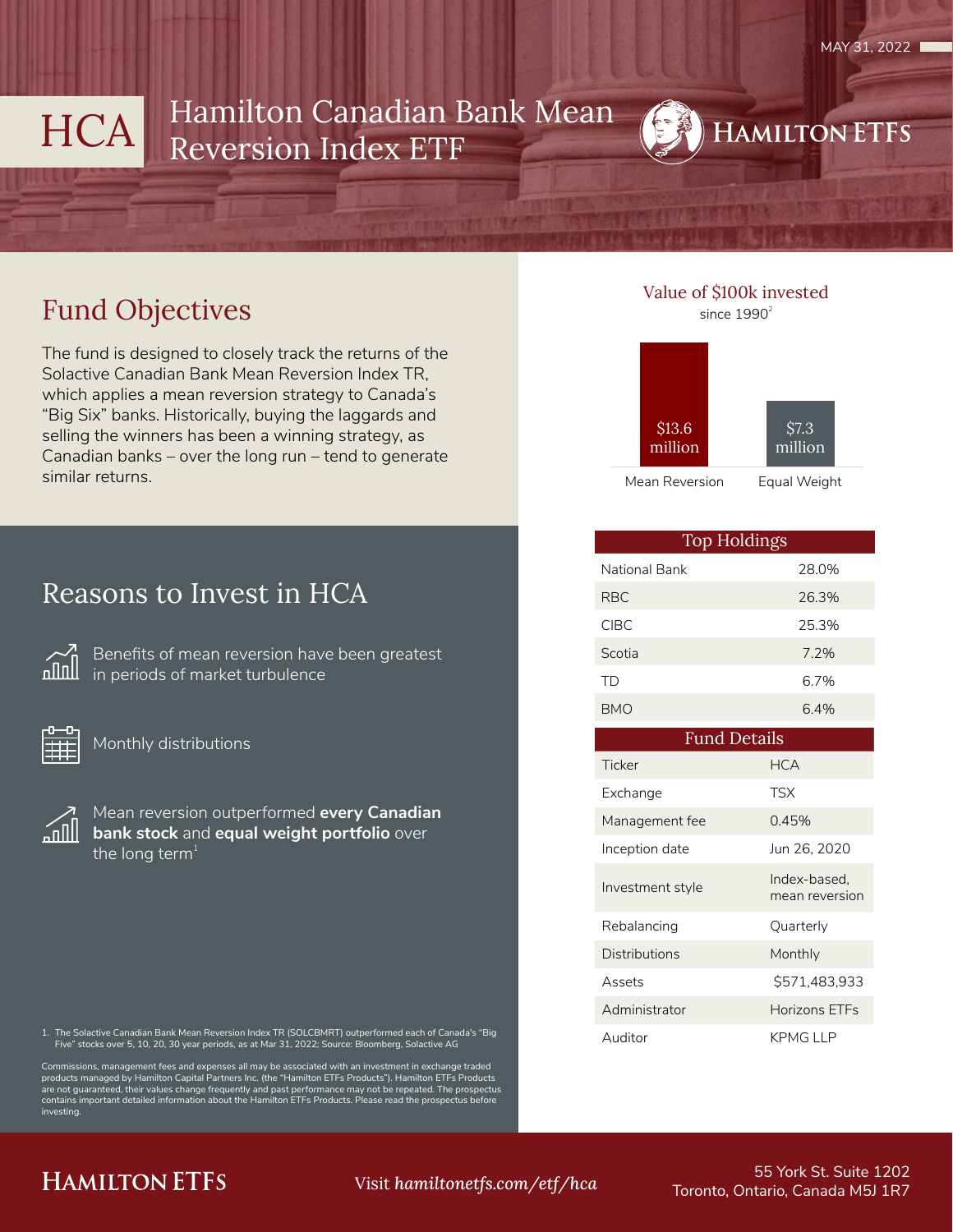MAY 31, 2022

# HCA Hamilton Canadian Bank Mean Reversion Index ETF

HAMILTON ETFs

## Fund Objectives

The fund is designed to closely track the returns of the Solactive Canadian Bank Mean Reversion Index TR, which applies a mean reversion strategy to Canada's "Big Six" banks. Historically, buying the laggards and selling the winners has been a winning strategy, as Canadian banks – over the long run – tend to generate similar returns.

Value of $100k invested
since 1990[2]

$13.6 million
Mean Reversion

$7.3 million
Equal Weight

## Reasons to Invest in HCA

- Benefits of mean reversion have been greatest in periods of market turbulence
- Monthly distributions
- Mean reversion outperformed **every Canadian bank stock** and **equal weight portfolio** over the long term[1]

| Top Holdings | |
|---|---|
| National Bank | 28.0% |
| RBC | 26.3% |
| CIBC | 25.3% |
| Scotia | 7.2% |
| TD | 6.7% |
| BMO | 6.4% |

| Fund Details | |
|---|---|
| Ticker | HCA |
| Exchange | TSX |
| Management fee | 0.45% |
| Inception date | Jun 26, 2020 |
| Investment style | Index-based, mean reversion |
| Rebalancing | Quarterly |
| Distributions | Monthly |
| Assets | $571,483,933 |
| Administrator | Horizons ETFs |
| Auditor | KPMG LLP |

1. The Solactive Canadian Bank Mean Reversion Index TR (SOLCBMRT) outperformed each of Canada's "Big Five" stocks over 5, 10, 20, 30 year periods, as at Mar 31, 2022; Source: Bloomberg, Solactive AG

Commissions, management fees and expenses all may be associated with an investment in exchange traded products managed by Hamilton Capital Partners Inc. (the "Hamilton ETFs Products"). Hamilton ETFs Products are not guaranteed, their values change frequently and past performance may not be repeated. The prospectus contains important detailed information about the Hamilton ETFs Products. Please read the prospectus before investing.

HAMILTON ETFs

Visit *hamiltonetfs.com/etf/hca*

55 York St. Suite 1202
Toronto, Ontario, Canada M5J 1R7